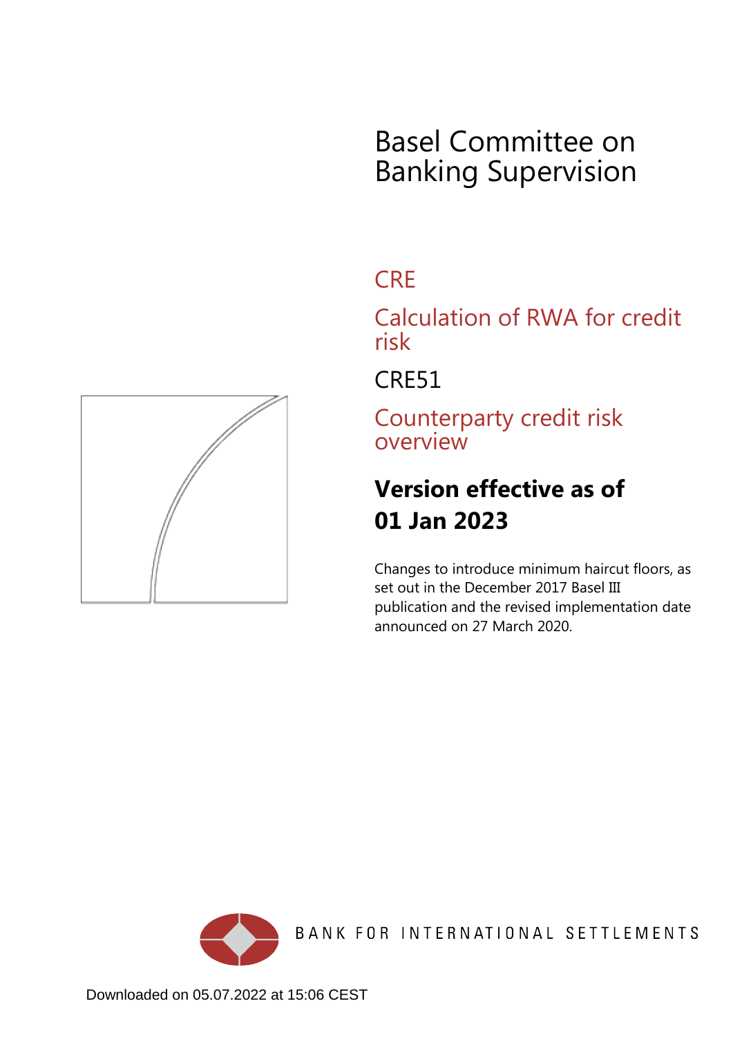# Basel Committee on Banking Supervision

## CRE

## Calculation of RWA for credit risk

## CRE51

## Counterparty credit risk overview

**Version effective as of 01 Jan 2023**

Changes to introduce minimum haircut floors, as set out in the December 2017 Basel III publication and the revised implementation date announced on 27 March 2020.

BANK FOR INTERNATIONAL SETTLEMENTS

Downloaded on 05.07.2022 at 15:06 CEST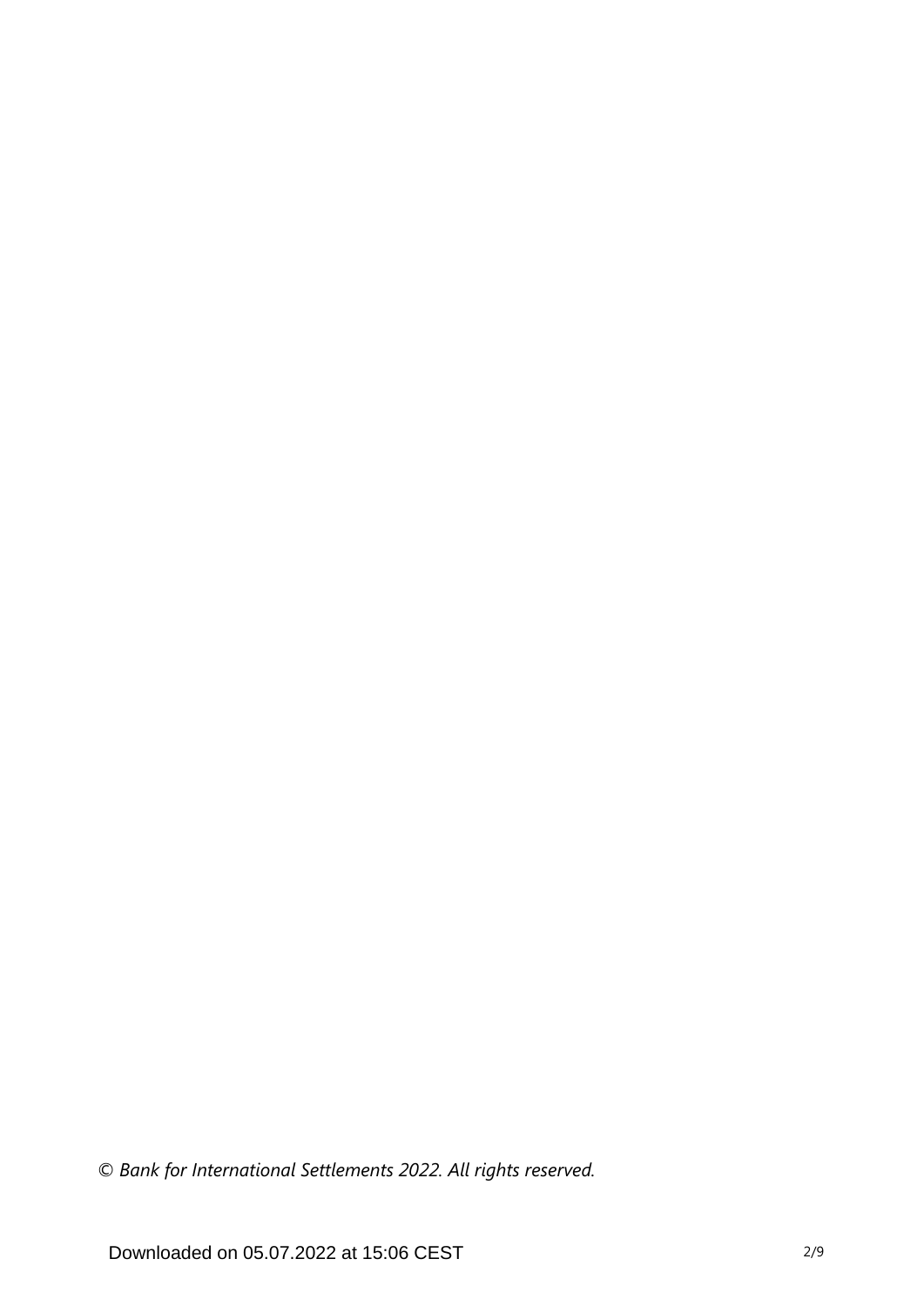*© Bank for International Settlements 2022. All rights reserved.*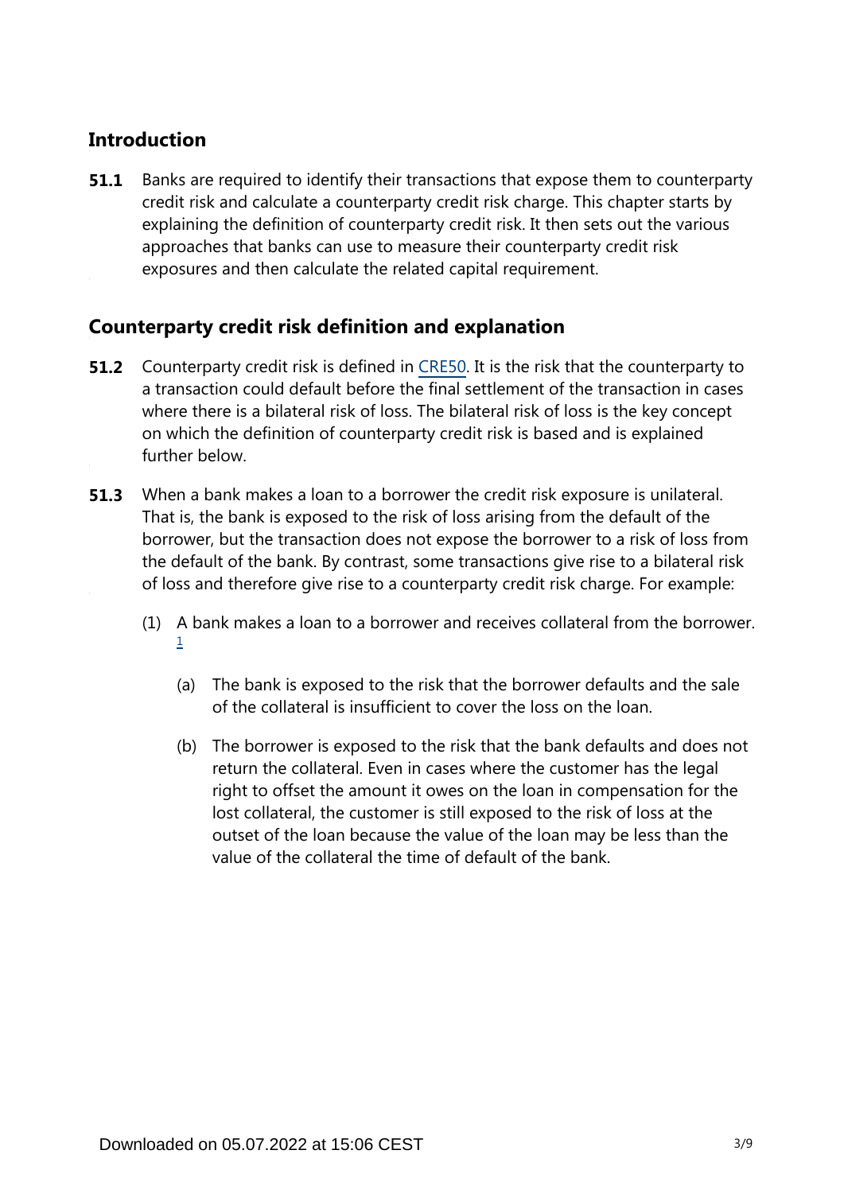## Introduction

**51.1** Banks are required to identify their transactions that expose them to counterparty credit risk and calculate a counterparty credit risk charge. This chapter starts by explaining the definition of counterparty credit risk. It then sets out the various approaches that banks can use to measure their counterparty credit risk exposures and then calculate the related capital requirement.

## Counterparty credit risk definition and explanation

**51.2** Counterparty credit risk is defined in CRE50. It is the risk that the counterparty to a transaction could default before the final settlement of the transaction in cases where there is a bilateral risk of loss. The bilateral risk of loss is the key concept on which the definition of counterparty credit risk is based and is explained further below.

**51.3** When a bank makes a loan to a borrower the credit risk exposure is unilateral. That is, the bank is exposed to the risk of loss arising from the default of the borrower, but the transaction does not expose the borrower to a risk of loss from the default of the bank. By contrast, some transactions give rise to a bilateral risk of loss and therefore give rise to a counterparty credit risk charge. For example:

(1) A bank makes a loan to a borrower and receives collateral from the borrower. [1]

(a) The bank is exposed to the risk that the borrower defaults and the sale of the collateral is insufficient to cover the loss on the loan.

(b) The borrower is exposed to the risk that the bank defaults and does not return the collateral. Even in cases where the customer has the legal right to offset the amount it owes on the loan in compensation for the lost collateral, the customer is still exposed to the risk of loss at the outset of the loan because the value of the loan may be less than the value of the collateral the time of default of the bank.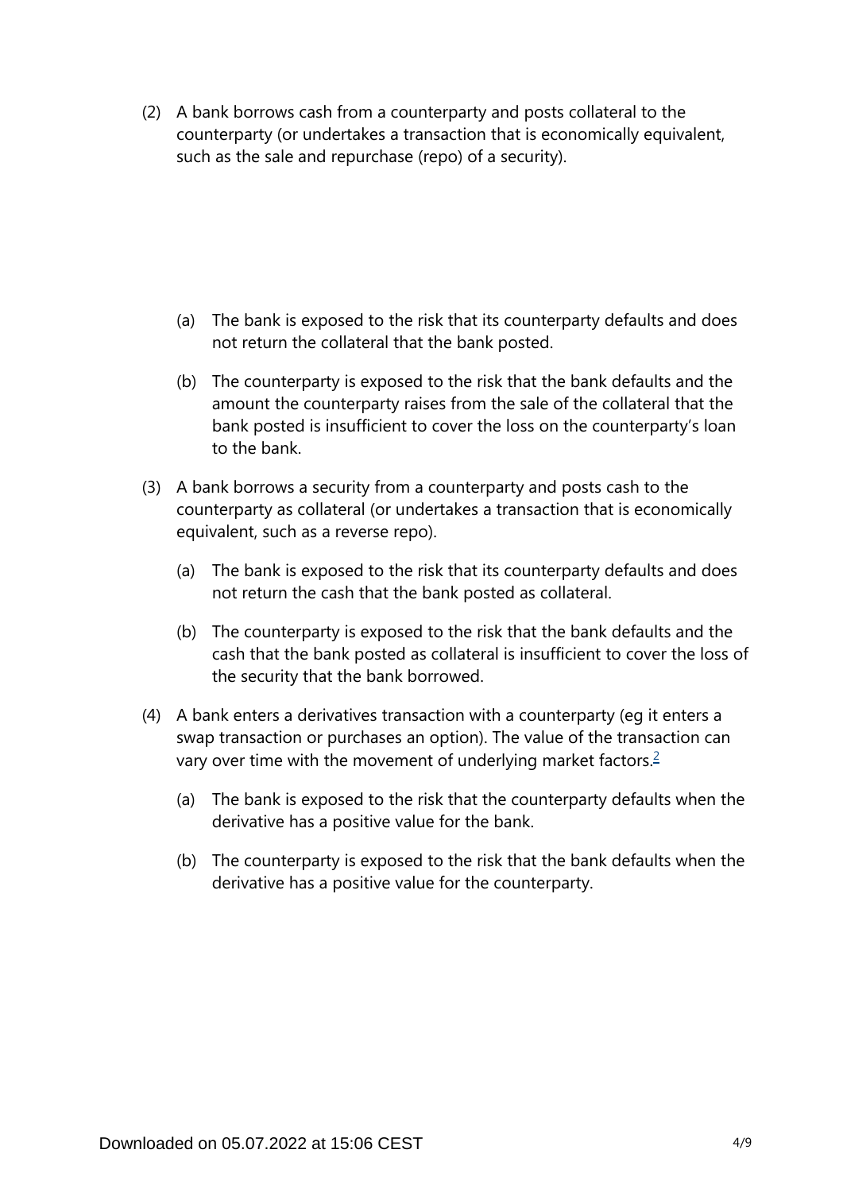(2) A bank borrows cash from a counterparty and posts collateral to the counterparty (or undertakes a transaction that is economically equivalent, such as the sale and repurchase (repo) of a security).

  (a) The bank is exposed to the risk that its counterparty defaults and does not return the collateral that the bank posted.

  (b) The counterparty is exposed to the risk that the bank defaults and the amount the counterparty raises from the sale of the collateral that the bank posted is insufficient to cover the loss on the counterparty's loan to the bank.

(3) A bank borrows a security from a counterparty and posts cash to the counterparty as collateral (or undertakes a transaction that is economically equivalent, such as a reverse repo).

  (a) The bank is exposed to the risk that its counterparty defaults and does not return the cash that the bank posted as collateral.

  (b) The counterparty is exposed to the risk that the bank defaults and the cash that the bank posted as collateral is insufficient to cover the loss of the security that the bank borrowed.

(4) A bank enters a derivatives transaction with a counterparty (eg it enters a swap transaction or purchases an option). The value of the transaction can vary over time with the movement of underlying market factors.[2]

  (a) The bank is exposed to the risk that the counterparty defaults when the derivative has a positive value for the bank.

  (b) The counterparty is exposed to the risk that the bank defaults when the derivative has a positive value for the counterparty.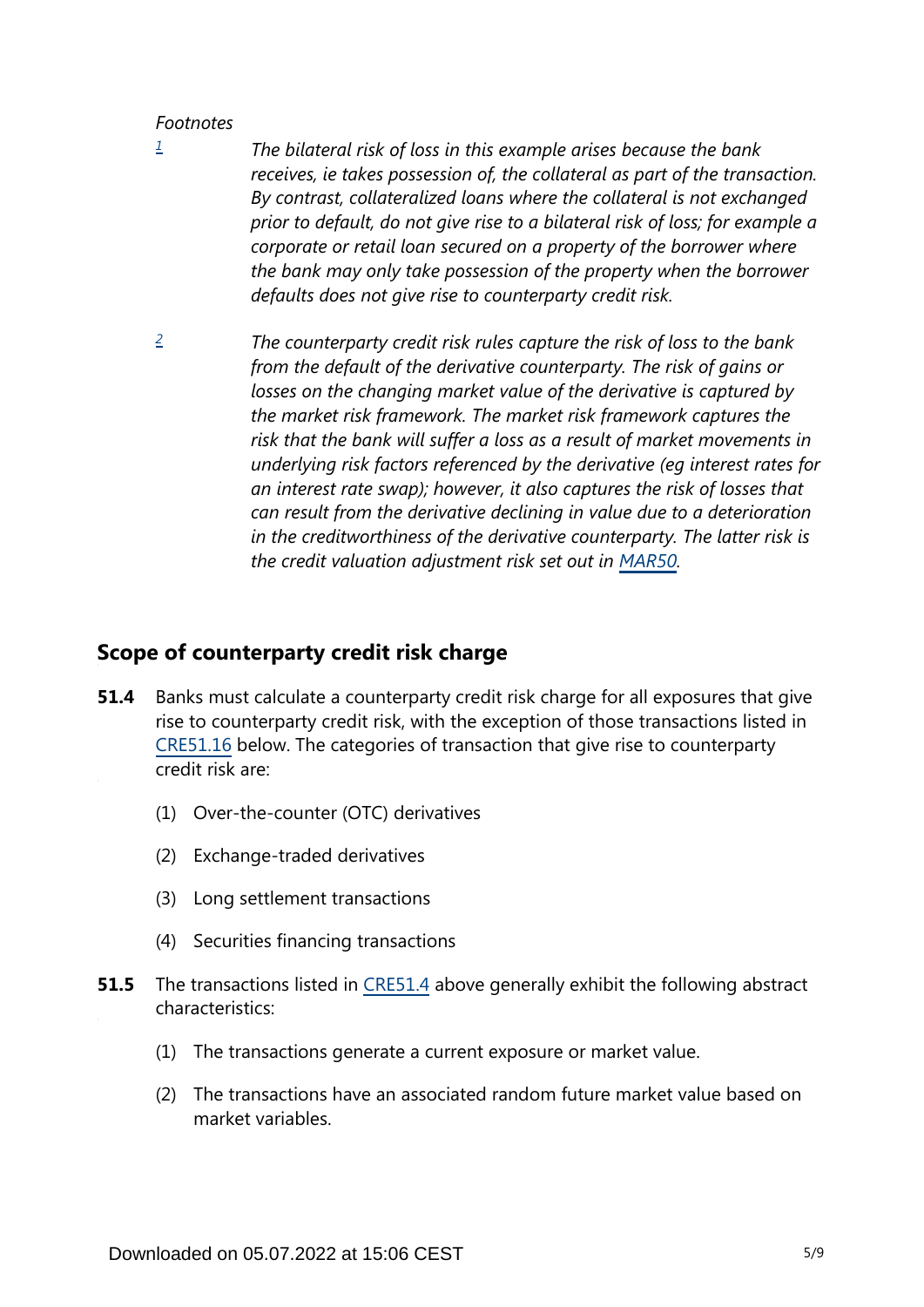*Footnotes*

[1] *The bilateral risk of loss in this example arises because the bank receives, ie takes possession of, the collateral as part of the transaction. By contrast, collateralized loans where the collateral is not exchanged prior to default, do not give rise to a bilateral risk of loss; for example a corporate or retail loan secured on a property of the borrower where the bank may only take possession of the property when the borrower defaults does not give rise to counterparty credit risk.*

[2] *The counterparty credit risk rules capture the risk of loss to the bank from the default of the derivative counterparty. The risk of gains or losses on the changing market value of the derivative is captured by the market risk framework. The market risk framework captures the risk that the bank will suffer a loss as a result of market movements in underlying risk factors referenced by the derivative (eg interest rates for an interest rate swap); however, it also captures the risk of losses that can result from the derivative declining in value due to a deterioration in the creditworthiness of the derivative counterparty. The latter risk is the credit valuation adjustment risk set out in MAR50.*

## Scope of counterparty credit risk charge

**51.4** Banks must calculate a counterparty credit risk charge for all exposures that give rise to counterparty credit risk, with the exception of those transactions listed in CRE51.16 below. The categories of transaction that give rise to counterparty credit risk are:

(1) Over-the-counter (OTC) derivatives

(2) Exchange-traded derivatives

(3) Long settlement transactions

(4) Securities financing transactions

**51.5** The transactions listed in CRE51.4 above generally exhibit the following abstract characteristics:

(1) The transactions generate a current exposure or market value.

(2) The transactions have an associated random future market value based on market variables.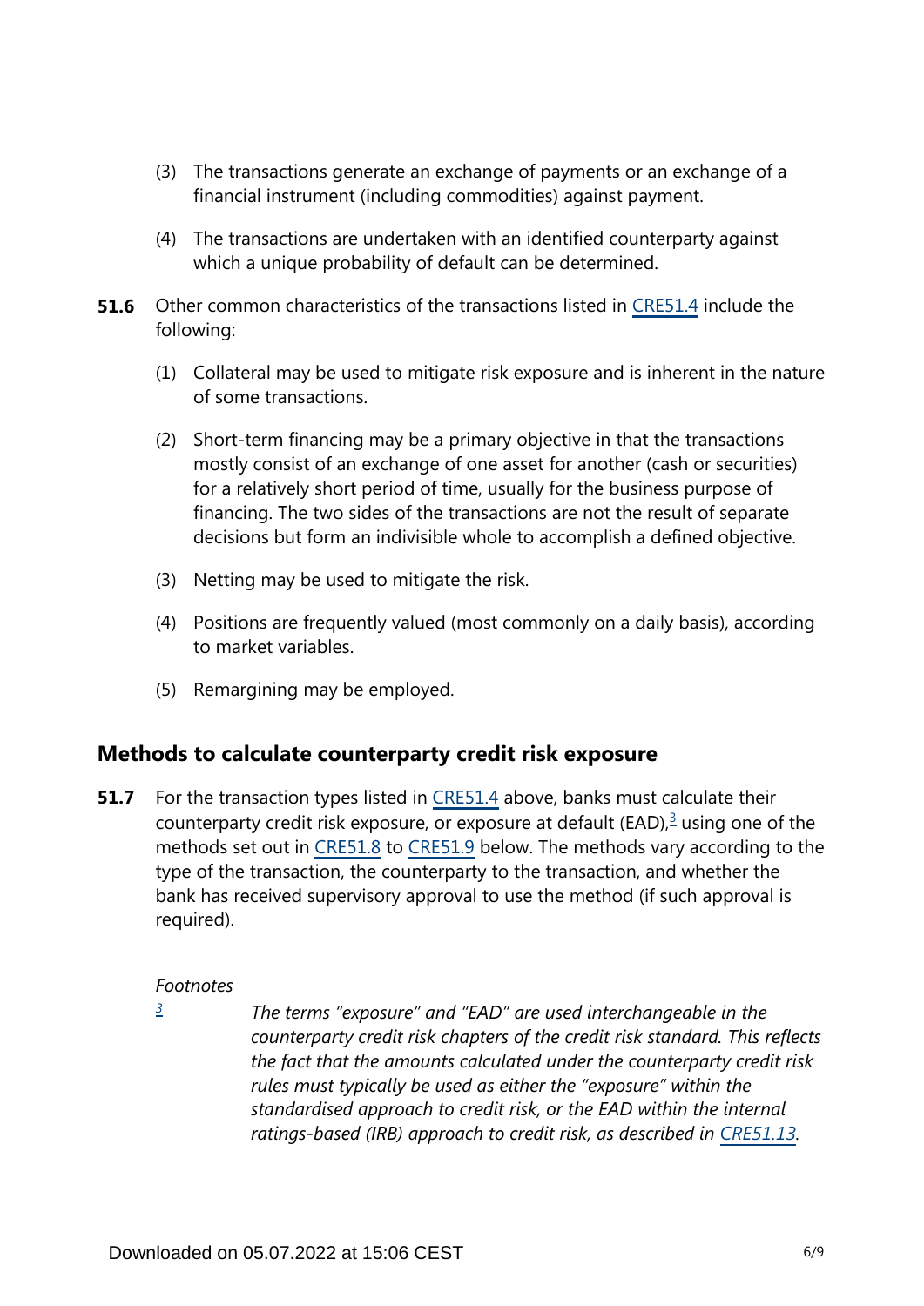(3) The transactions generate an exchange of payments or an exchange of a financial instrument (including commodities) against payment.

(4) The transactions are undertaken with an identified counterparty against which a unique probability of default can be determined.

**51.6** Other common characteristics of the transactions listed in CRE51.4 include the following:

(1) Collateral may be used to mitigate risk exposure and is inherent in the nature of some transactions.

(2) Short-term financing may be a primary objective in that the transactions mostly consist of an exchange of one asset for another (cash or securities) for a relatively short period of time, usually for the business purpose of financing. The two sides of the transactions are not the result of separate decisions but form an indivisible whole to accomplish a defined objective.

(3) Netting may be used to mitigate the risk.

(4) Positions are frequently valued (most commonly on a daily basis), according to market variables.

(5) Remargining may be employed.

## Methods to calculate counterparty credit risk exposure

**51.7** For the transaction types listed in CRE51.4 above, banks must calculate their counterparty credit risk exposure, or exposure at default (EAD),[3] using one of the methods set out in CRE51.8 to CRE51.9 below. The methods vary according to the type of the transaction, the counterparty to the transaction, and whether the bank has received supervisory approval to use the method (if such approval is required).

*Footnotes*

[3] *The terms "exposure" and "EAD" are used interchangeable in the counterparty credit risk chapters of the credit risk standard. This reflects the fact that the amounts calculated under the counterparty credit risk rules must typically be used as either the "exposure" within the standardised approach to credit risk, or the EAD within the internal ratings-based (IRB) approach to credit risk, as described in CRE51.13.*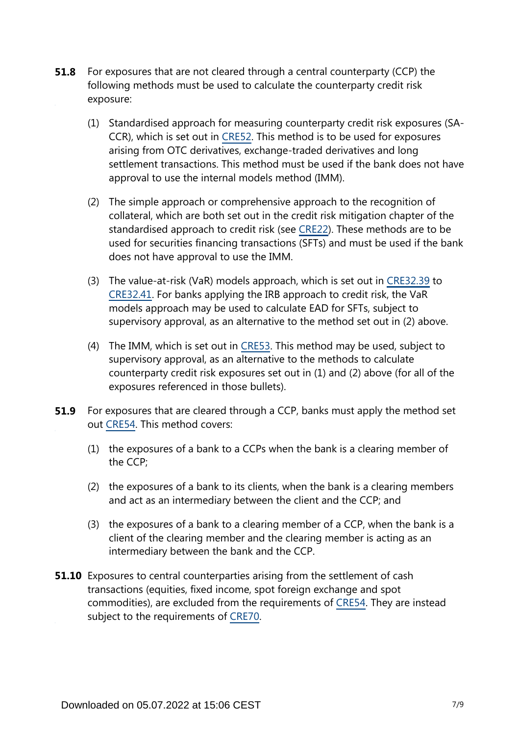**51.8** For exposures that are not cleared through a central counterparty (CCP) the following methods must be used to calculate the counterparty credit risk exposure:

(1) Standardised approach for measuring counterparty credit risk exposures (SA-CCR), which is set out in CRE52. This method is to be used for exposures arising from OTC derivatives, exchange-traded derivatives and long settlement transactions. This method must be used if the bank does not have approval to use the internal models method (IMM).

(2) The simple approach or comprehensive approach to the recognition of collateral, which are both set out in the credit risk mitigation chapter of the standardised approach to credit risk (see CRE22). These methods are to be used for securities financing transactions (SFTs) and must be used if the bank does not have approval to use the IMM.

(3) The value-at-risk (VaR) models approach, which is set out in CRE32.39 to CRE32.41. For banks applying the IRB approach to credit risk, the VaR models approach may be used to calculate EAD for SFTs, subject to supervisory approval, as an alternative to the method set out in (2) above.

(4) The IMM, which is set out in CRE53. This method may be used, subject to supervisory approval, as an alternative to the methods to calculate counterparty credit risk exposures set out in (1) and (2) above (for all of the exposures referenced in those bullets).

**51.9** For exposures that are cleared through a CCP, banks must apply the method set out CRE54. This method covers:

(1) the exposures of a bank to a CCPs when the bank is a clearing member of the CCP;

(2) the exposures of a bank to its clients, when the bank is a clearing members and act as an intermediary between the client and the CCP; and

(3) the exposures of a bank to a clearing member of a CCP, when the bank is a client of the clearing member and the clearing member is acting as an intermediary between the bank and the CCP.

**51.10** Exposures to central counterparties arising from the settlement of cash transactions (equities, fixed income, spot foreign exchange and spot commodities), are excluded from the requirements of CRE54. They are instead subject to the requirements of CRE70.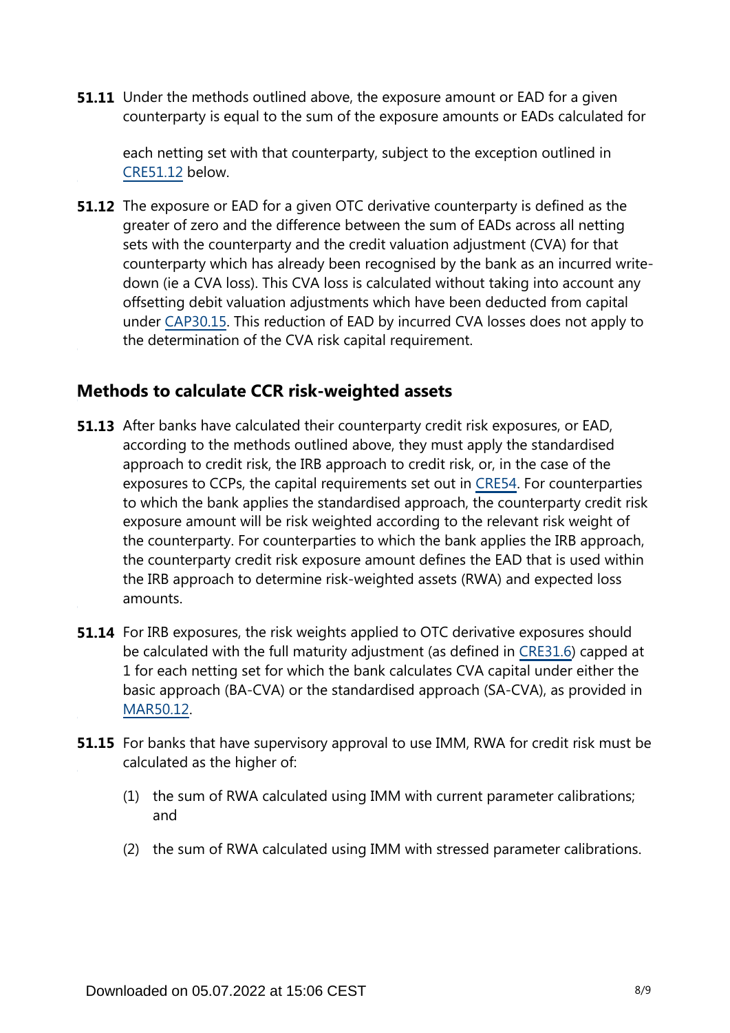**51.11** Under the methods outlined above, the exposure amount or EAD for a given counterparty is equal to the sum of the exposure amounts or EADs calculated for each netting set with that counterparty, subject to the exception outlined in CRE51.12 below.

**51.12** The exposure or EAD for a given OTC derivative counterparty is defined as the greater of zero and the difference between the sum of EADs across all netting sets with the counterparty and the credit valuation adjustment (CVA) for that counterparty which has already been recognised by the bank as an incurred write-down (ie a CVA loss). This CVA loss is calculated without taking into account any offsetting debit valuation adjustments which have been deducted from capital under CAP30.15. This reduction of EAD by incurred CVA losses does not apply to the determination of the CVA risk capital requirement.

## Methods to calculate CCR risk-weighted assets

**51.13** After banks have calculated their counterparty credit risk exposures, or EAD, according to the methods outlined above, they must apply the standardised approach to credit risk, the IRB approach to credit risk, or, in the case of the exposures to CCPs, the capital requirements set out in CRE54. For counterparties to which the bank applies the standardised approach, the counterparty credit risk exposure amount will be risk weighted according to the relevant risk weight of the counterparty. For counterparties to which the bank applies the IRB approach, the counterparty credit risk exposure amount defines the EAD that is used within the IRB approach to determine risk-weighted assets (RWA) and expected loss amounts.

**51.14** For IRB exposures, the risk weights applied to OTC derivative exposures should be calculated with the full maturity adjustment (as defined in CRE31.6) capped at 1 for each netting set for which the bank calculates CVA capital under either the basic approach (BA-CVA) or the standardised approach (SA-CVA), as provided in MAR50.12.

**51.15** For banks that have supervisory approval to use IMM, RWA for credit risk must be calculated as the higher of:

(1) the sum of RWA calculated using IMM with current parameter calibrations; and

(2) the sum of RWA calculated using IMM with stressed parameter calibrations.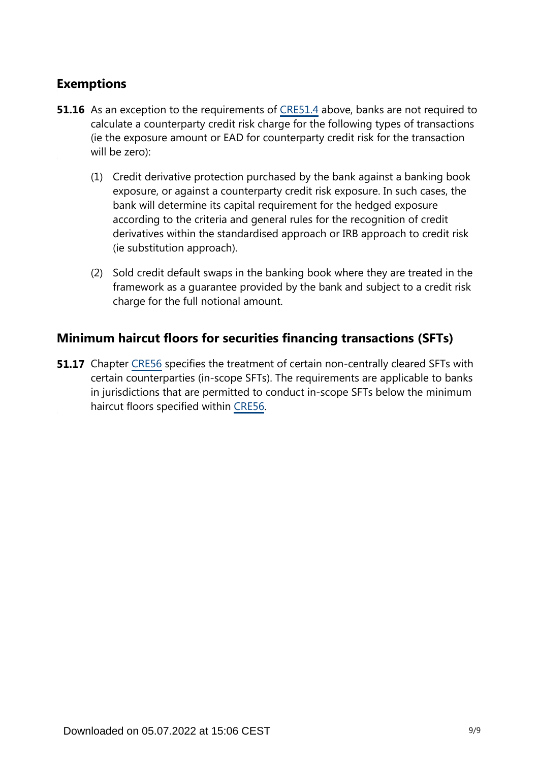## Exemptions

**51.16** As an exception to the requirements of CRE51.4 above, banks are not required to calculate a counterparty credit risk charge for the following types of transactions (ie the exposure amount or EAD for counterparty credit risk for the transaction will be zero):

(1) Credit derivative protection purchased by the bank against a banking book exposure, or against a counterparty credit risk exposure. In such cases, the bank will determine its capital requirement for the hedged exposure according to the criteria and general rules for the recognition of credit derivatives within the standardised approach or IRB approach to credit risk (ie substitution approach).

(2) Sold credit default swaps in the banking book where they are treated in the framework as a guarantee provided by the bank and subject to a credit risk charge for the full notional amount.

## Minimum haircut floors for securities financing transactions (SFTs)

**51.17** Chapter CRE56 specifies the treatment of certain non-centrally cleared SFTs with certain counterparties (in-scope SFTs). The requirements are applicable to banks in jurisdictions that are permitted to conduct in-scope SFTs below the minimum haircut floors specified within CRE56.